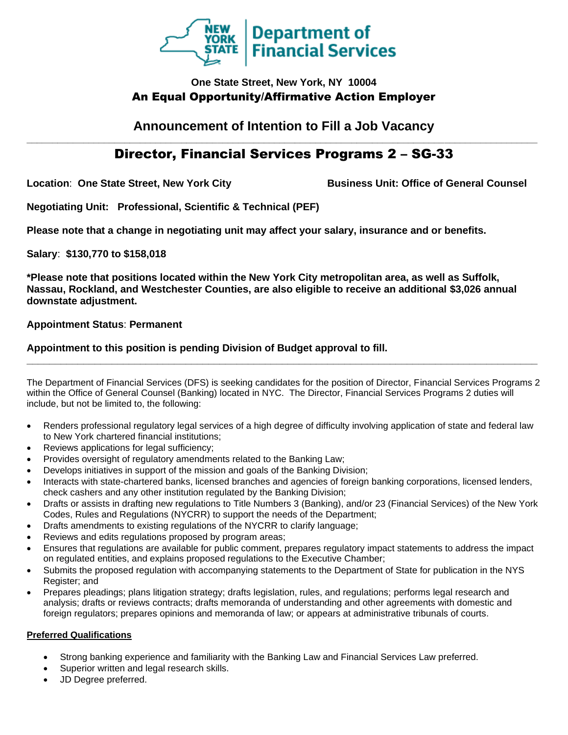New York State Department of Financial Services

**One State Street, New York, NY 10004**

**An Equal Opportunity/Affirmative Action Employer**

## Announcement of Intention to Fill a Job Vacancy

---

# Director, Financial Services Programs 2 – SG-33

**Location**: **One State Street, New York City**

**Business Unit: Office of General Counsel**

**Negotiating Unit: Professional, Scientific & Technical (PEF)**

**Please note that a change in negotiating unit may affect your salary, insurance and or benefits.**

**Salary**: **$130,770 to $158,018**

**\*Please note that positions located within the New York City metropolitan area, as well as Suffolk, Nassau, Rockland, and Westchester Counties, are also eligible to receive an additional $3,026 annual downstate adjustment.**

**Appointment Status**: **Permanent**

**Appointment to this position is pending Division of Budget approval to fill.**

---

The Department of Financial Services (DFS) is seeking candidates for the position of Director, Financial Services Programs 2 within the Office of General Counsel (Banking) located in NYC. The Director, Financial Services Programs 2 duties will include, but not be limited to, the following:

- Renders professional regulatory legal services of a high degree of difficulty involving application of state and federal law to New York chartered financial institutions;
- Reviews applications for legal sufficiency;
- Provides oversight of regulatory amendments related to the Banking Law;
- Develops initiatives in support of the mission and goals of the Banking Division;
- Interacts with state-chartered banks, licensed branches and agencies of foreign banking corporations, licensed lenders, check cashers and any other institution regulated by the Banking Division;
- Drafts or assists in drafting new regulations to Title Numbers 3 (Banking), and/or 23 (Financial Services) of the New York Codes, Rules and Regulations (NYCRR) to support the needs of the Department;
- Drafts amendments to existing regulations of the NYCRR to clarify language;
- Reviews and edits regulations proposed by program areas;
- Ensures that regulations are available for public comment, prepares regulatory impact statements to address the impact on regulated entities, and explains proposed regulations to the Executive Chamber;
- Submits the proposed regulation with accompanying statements to the Department of State for publication in the NYS Register; and
- Prepares pleadings; plans litigation strategy; drafts legislation, rules, and regulations; performs legal research and analysis; drafts or reviews contracts; drafts memoranda of understanding and other agreements with domestic and foreign regulators; prepares opinions and memoranda of law; or appears at administrative tribunals of courts.

**<u>Preferred Qualifications</u>**

- Strong banking experience and familiarity with the Banking Law and Financial Services Law preferred.
- Superior written and legal research skills.
- JD Degree preferred.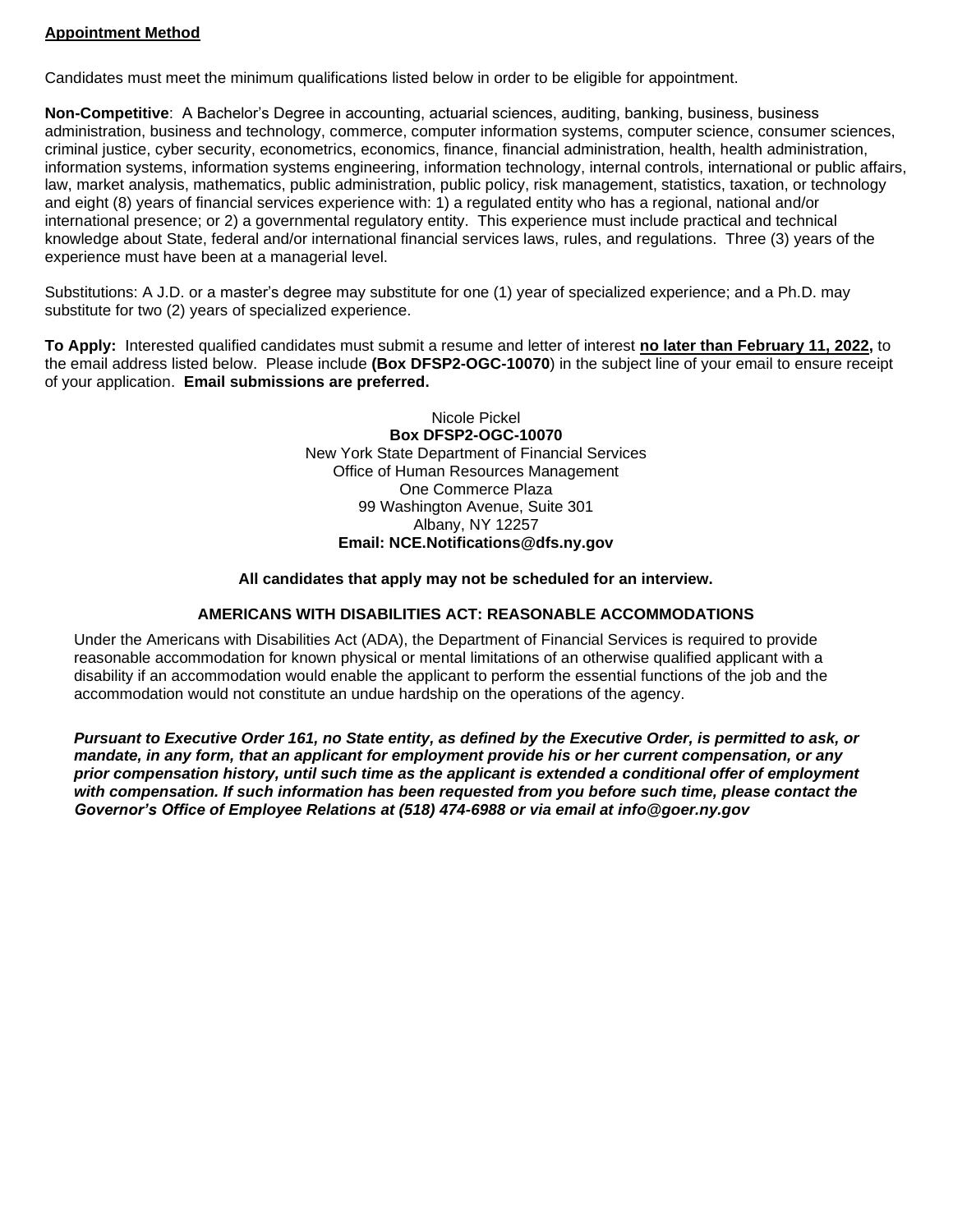**Appointment Method**

Candidates must meet the minimum qualifications listed below in order to be eligible for appointment.

**Non-Competitive**: A Bachelor's Degree in accounting, actuarial sciences, auditing, banking, business, business administration, business and technology, commerce, computer information systems, computer science, consumer sciences, criminal justice, cyber security, econometrics, economics, finance, financial administration, health, health administration, information systems, information systems engineering, information technology, internal controls, international or public affairs, law, market analysis, mathematics, public administration, public policy, risk management, statistics, taxation, or technology and eight (8) years of financial services experience with: 1) a regulated entity who has a regional, national and/or international presence; or 2) a governmental regulatory entity. This experience must include practical and technical knowledge about State, federal and/or international financial services laws, rules, and regulations. Three (3) years of the experience must have been at a managerial level.

Substitutions: A J.D. or a master's degree may substitute for one (1) year of specialized experience; and a Ph.D. may substitute for two (2) years of specialized experience.

**To Apply:** Interested qualified candidates must submit a resume and letter of interest **no later than February 11, 2022,** to the email address listed below. Please include **(Box DFSP2-OGC-10070**) in the subject line of your email to ensure receipt of your application. **Email submissions are preferred.**

Nicole Pickel
**Box DFSP2-OGC-10070**
New York State Department of Financial Services
Office of Human Resources Management
One Commerce Plaza
99 Washington Avenue, Suite 301
Albany, NY 12257
**Email: NCE.Notifications@dfs.ny.gov**

**All candidates that apply may not be scheduled for an interview.**

**AMERICANS WITH DISABILITIES ACT: REASONABLE ACCOMMODATIONS**

Under the Americans with Disabilities Act (ADA), the Department of Financial Services is required to provide reasonable accommodation for known physical or mental limitations of an otherwise qualified applicant with a disability if an accommodation would enable the applicant to perform the essential functions of the job and the accommodation would not constitute an undue hardship on the operations of the agency.

***Pursuant to Executive Order 161, no State entity, as defined by the Executive Order, is permitted to ask, or mandate, in any form, that an applicant for employment provide his or her current compensation, or any prior compensation history, until such time as the applicant is extended a conditional offer of employment with compensation. If such information has been requested from you before such time, please contact the Governor's Office of Employee Relations at (518) 474-6988 or via email at info@goer.ny.gov***